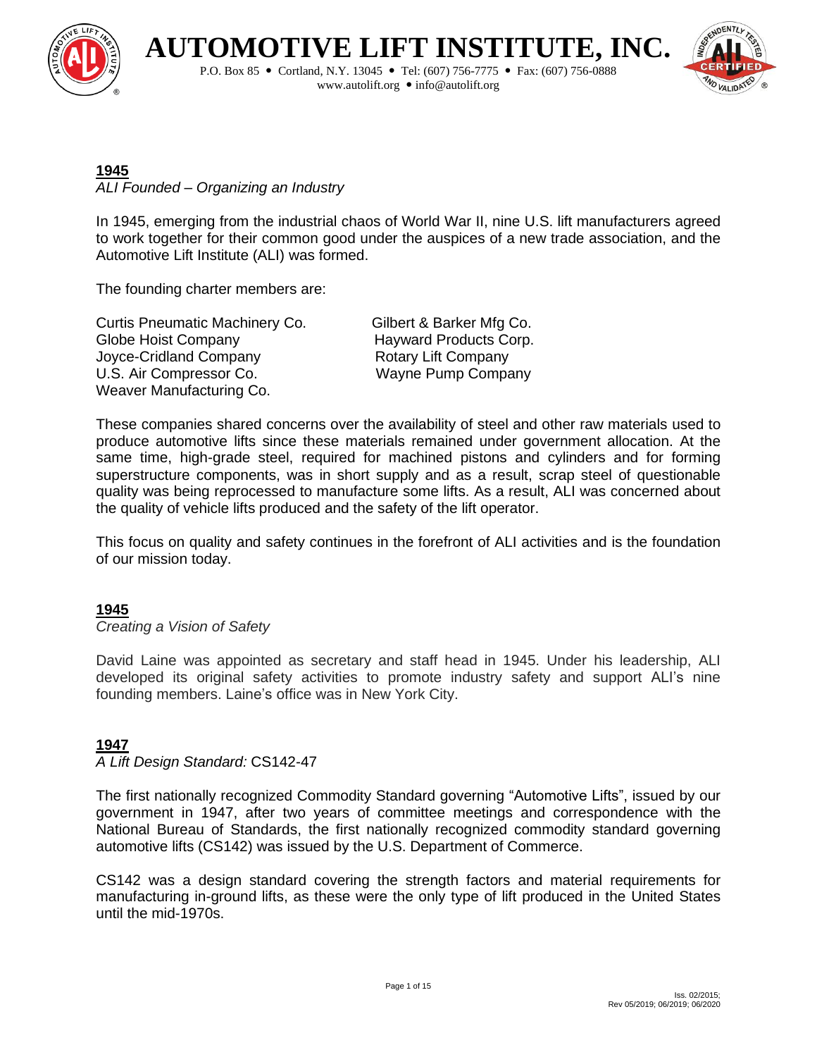# AUTOMOTIVE LIFT INSTITUTE, INC.

P.O. Box 85 • Cortland, N.Y. 13045 • Tel: (607) 756-7775 • Fax: (607) 756-0888
www.autolift.org • info@autolift.org

## 1945

*ALI Founded – Organizing an Industry*

In 1945, emerging from the industrial chaos of World War II, nine U.S. lift manufacturers agreed to work together for their common good under the auspices of a new trade association, and the Automotive Lift Institute (ALI) was formed.

The founding charter members are:

- Curtis Pneumatic Machinery Co.
- Globe Hoist Company
- Joyce-Cridland Company
- U.S. Air Compressor Co.
- Weaver Manufacturing Co.
- Gilbert & Barker Mfg Co.
- Hayward Products Corp.
- Rotary Lift Company
- Wayne Pump Company

These companies shared concerns over the availability of steel and other raw materials used to produce automotive lifts since these materials remained under government allocation. At the same time, high-grade steel, required for machined pistons and cylinders and for forming superstructure components, was in short supply and as a result, scrap steel of questionable quality was being reprocessed to manufacture some lifts. As a result, ALI was concerned about the quality of vehicle lifts produced and the safety of the lift operator.

This focus on quality and safety continues in the forefront of ALI activities and is the foundation of our mission today.

## 1945

*Creating a Vision of Safety*

David Laine was appointed as secretary and staff head in 1945. Under his leadership, ALI developed its original safety activities to promote industry safety and support ALI's nine founding members. Laine's office was in New York City.

## 1947

*A Lift Design Standard:* CS142-47

The first nationally recognized Commodity Standard governing "Automotive Lifts", issued by our government in 1947, after two years of committee meetings and correspondence with the National Bureau of Standards, the first nationally recognized commodity standard governing automotive lifts (CS142) was issued by the U.S. Department of Commerce.

CS142 was a design standard covering the strength factors and material requirements for manufacturing in-ground lifts, as these were the only type of lift produced in the United States until the mid-1970s.

Iss. 02/2015;
Rev 05/2019; 06/2019; 06/2020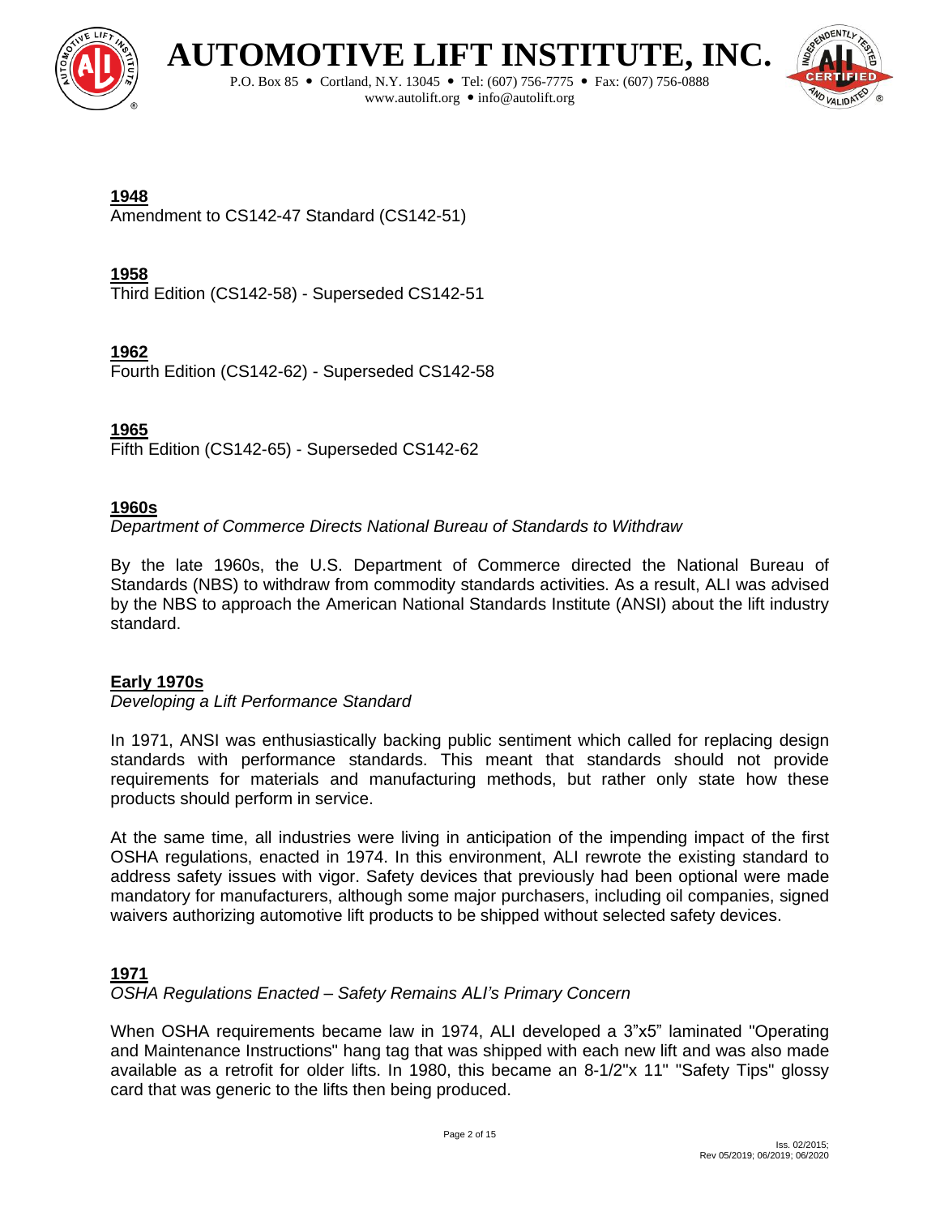**1948**
Amendment to CS142-47 Standard (CS142-51)

**1958**
Third Edition (CS142-58) - Superseded CS142-51

**1962**
Fourth Edition (CS142-62) - Superseded CS142-58

**1965**
Fifth Edition (CS142-65) - Superseded CS142-62

**1960s**
*Department of Commerce Directs National Bureau of Standards to Withdraw*

By the late 1960s, the U.S. Department of Commerce directed the National Bureau of Standards (NBS) to withdraw from commodity standards activities. As a result, ALI was advised by the NBS to approach the American National Standards Institute (ANSI) about the lift industry standard.

**Early 1970s**
*Developing a Lift Performance Standard*

In 1971, ANSI was enthusiastically backing public sentiment which called for replacing design standards with performance standards. This meant that standards should not provide requirements for materials and manufacturing methods, but rather only state how these products should perform in service.

At the same time, all industries were living in anticipation of the impending impact of the first OSHA regulations, enacted in 1974. In this environment, ALI rewrote the existing standard to address safety issues with vigor. Safety devices that previously had been optional were made mandatory for manufacturers, although some major purchasers, including oil companies, signed waivers authorizing automotive lift products to be shipped without selected safety devices.

**1971**
*OSHA Regulations Enacted – Safety Remains ALI's Primary Concern*

When OSHA requirements became law in 1974, ALI developed a 3"x5" laminated "Operating and Maintenance Instructions" hang tag that was shipped with each new lift and was also made available as a retrofit for older lifts. In 1980, this became an 8-1/2"x 11" "Safety Tips" glossy card that was generic to the lifts then being produced.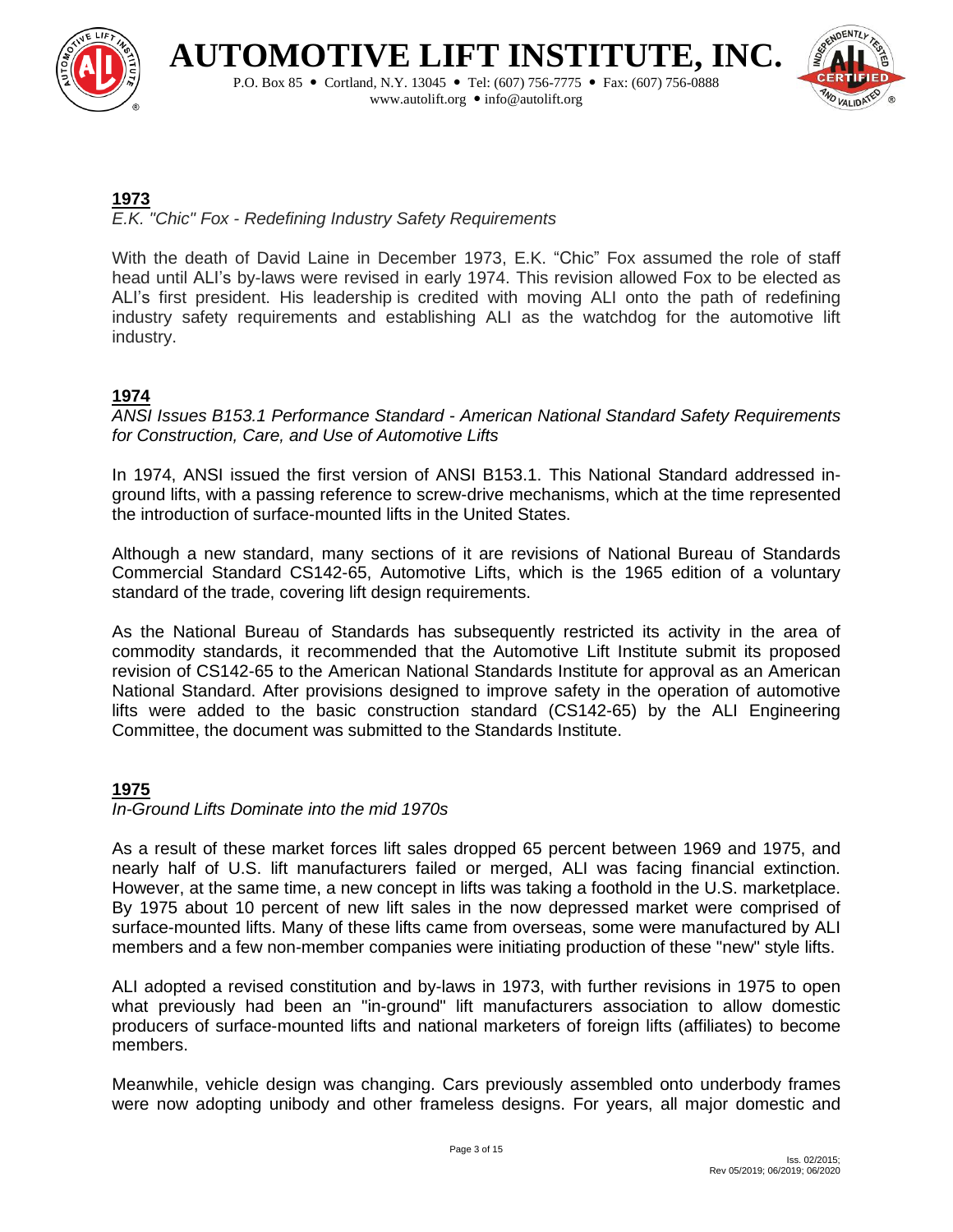## 1973

*E.K. "Chic" Fox - Redefining Industry Safety Requirements*

With the death of David Laine in December 1973, E.K. “Chic” Fox assumed the role of staff head until ALI’s by-laws were revised in early 1974. This revision allowed Fox to be elected as ALI’s first president. His leadership is credited with moving ALI onto the path of redefining industry safety requirements and establishing ALI as the watchdog for the automotive lift industry.

## 1974

*ANSI Issues B153.1 Performance Standard - American National Standard Safety Requirements for Construction, Care, and Use of Automotive Lifts*

In 1974, ANSI issued the first version of ANSI B153.1. This National Standard addressed in-ground lifts, with a passing reference to screw-drive mechanisms, which at the time represented the introduction of surface-mounted lifts in the United States.

Although a new standard, many sections of it are revisions of National Bureau of Standards Commercial Standard CS142-65, Automotive Lifts, which is the 1965 edition of a voluntary standard of the trade, covering lift design requirements.

As the National Bureau of Standards has subsequently restricted its activity in the area of commodity standards, it recommended that the Automotive Lift Institute submit its proposed revision of CS142-65 to the American National Standards Institute for approval as an American National Standard. After provisions designed to improve safety in the operation of automotive lifts were added to the basic construction standard (CS142-65) by the ALI Engineering Committee, the document was submitted to the Standards Institute.

## 1975

*In-Ground Lifts Dominate into the mid 1970s*

As a result of these market forces lift sales dropped 65 percent between 1969 and 1975, and nearly half of U.S. lift manufacturers failed or merged, ALI was facing financial extinction. However, at the same time, a new concept in lifts was taking a foothold in the U.S. marketplace. By 1975 about 10 percent of new lift sales in the now depressed market were comprised of surface-mounted lifts. Many of these lifts came from overseas, some were manufactured by ALI members and a few non-member companies were initiating production of these "new" style lifts.

ALI adopted a revised constitution and by-laws in 1973, with further revisions in 1975 to open what previously had been an "in-ground" lift manufacturers association to allow domestic producers of surface-mounted lifts and national marketers of foreign lifts (affiliates) to become members.

Meanwhile, vehicle design was changing. Cars previously assembled onto underbody frames were now adopting unibody and other frameless designs. For years, all major domestic and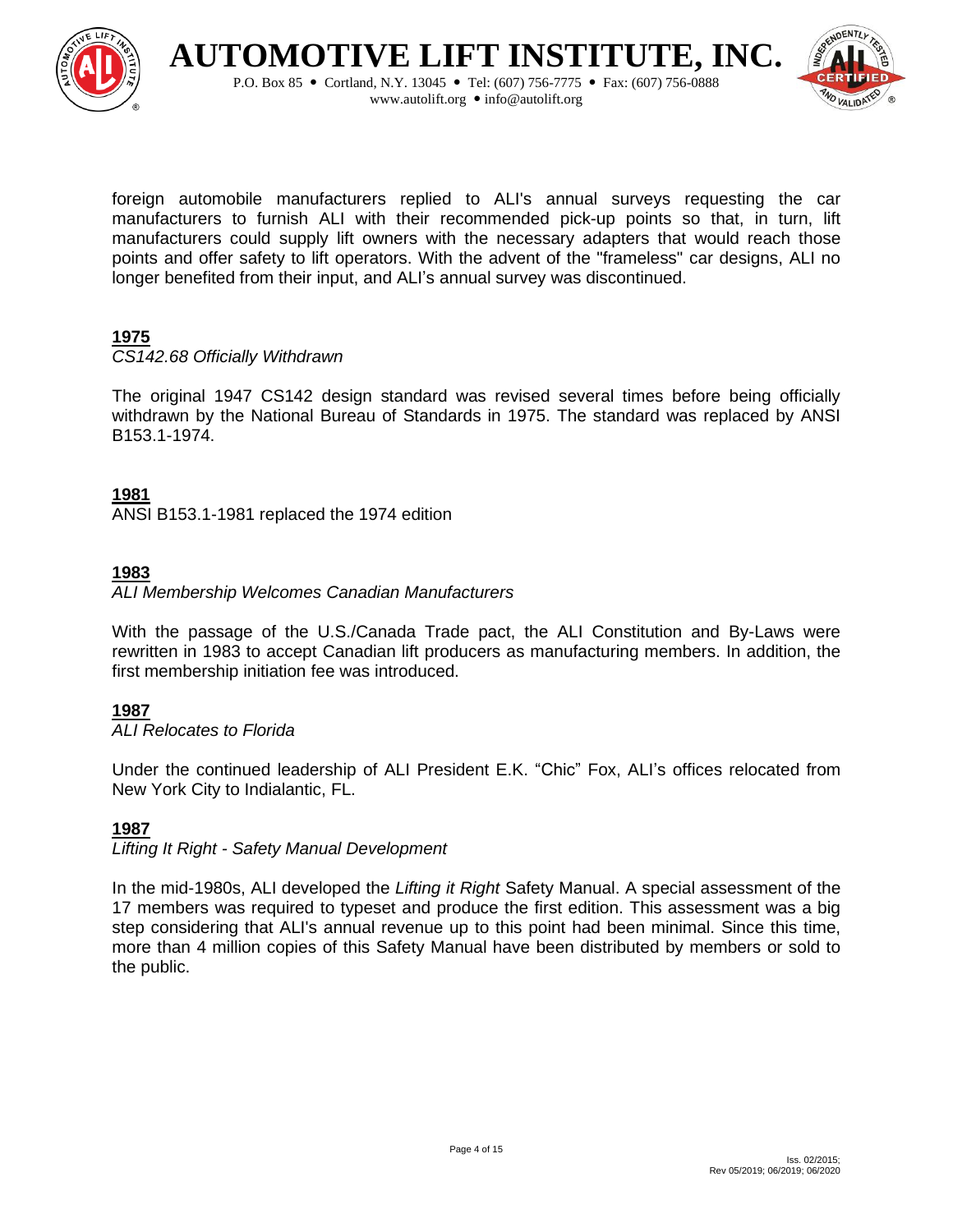foreign automobile manufacturers replied to ALI's annual surveys requesting the car manufacturers to furnish ALI with their recommended pick-up points so that, in turn, lift manufacturers could supply lift owners with the necessary adapters that would reach those points and offer safety to lift operators. With the advent of the "frameless" car designs, ALI no longer benefited from their input, and ALI's annual survey was discontinued.

**1975**

*CS142.68 Officially Withdrawn*

The original 1947 CS142 design standard was revised several times before being officially withdrawn by the National Bureau of Standards in 1975. The standard was replaced by ANSI B153.1-1974.

**1981**

ANSI B153.1-1981 replaced the 1974 edition

**1983**

*ALI Membership Welcomes Canadian Manufacturers*

With the passage of the U.S./Canada Trade pact, the ALI Constitution and By-Laws were rewritten in 1983 to accept Canadian lift producers as manufacturing members. In addition, the first membership initiation fee was introduced.

**1987**

*ALI Relocates to Florida*

Under the continued leadership of ALI President E.K. "Chic" Fox, ALI's offices relocated from New York City to Indialantic, FL.

**1987**

*Lifting It Right - Safety Manual Development*

In the mid-1980s, ALI developed the *Lifting it Right* Safety Manual. A special assessment of the 17 members was required to typeset and produce the first edition. This assessment was a big step considering that ALI's annual revenue up to this point had been minimal. Since this time, more than 4 million copies of this Safety Manual have been distributed by members or sold to the public.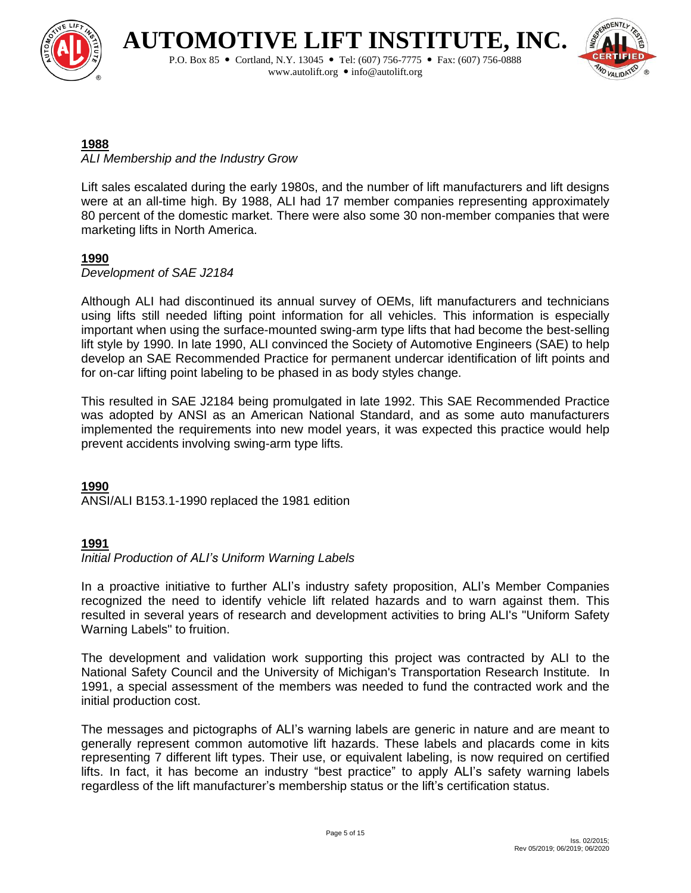**1988**

*ALI Membership and the Industry Grow*

Lift sales escalated during the early 1980s, and the number of lift manufacturers and lift designs were at an all-time high. By 1988, ALI had 17 member companies representing approximately 80 percent of the domestic market. There were also some 30 non-member companies that were marketing lifts in North America.

**1990**

*Development of SAE J2184*

Although ALI had discontinued its annual survey of OEMs, lift manufacturers and technicians using lifts still needed lifting point information for all vehicles. This information is especially important when using the surface-mounted swing-arm type lifts that had become the best-selling lift style by 1990. In late 1990, ALI convinced the Society of Automotive Engineers (SAE) to help develop an SAE Recommended Practice for permanent undercar identification of lift points and for on-car lifting point labeling to be phased in as body styles change.

This resulted in SAE J2184 being promulgated in late 1992. This SAE Recommended Practice was adopted by ANSI as an American National Standard, and as some auto manufacturers implemented the requirements into new model years, it was expected this practice would help prevent accidents involving swing-arm type lifts.

**1990**

ANSI/ALI B153.1-1990 replaced the 1981 edition

**1991**

*Initial Production of ALI's Uniform Warning Labels*

In a proactive initiative to further ALI's industry safety proposition, ALI's Member Companies recognized the need to identify vehicle lift related hazards and to warn against them. This resulted in several years of research and development activities to bring ALI's "Uniform Safety Warning Labels" to fruition.

The development and validation work supporting this project was contracted by ALI to the National Safety Council and the University of Michigan's Transportation Research Institute. In 1991, a special assessment of the members was needed to fund the contracted work and the initial production cost.

The messages and pictographs of ALI's warning labels are generic in nature and are meant to generally represent common automotive lift hazards. These labels and placards come in kits representing 7 different lift types. Their use, or equivalent labeling, is now required on certified lifts. In fact, it has become an industry "best practice" to apply ALI's safety warning labels regardless of the lift manufacturer's membership status or the lift's certification status.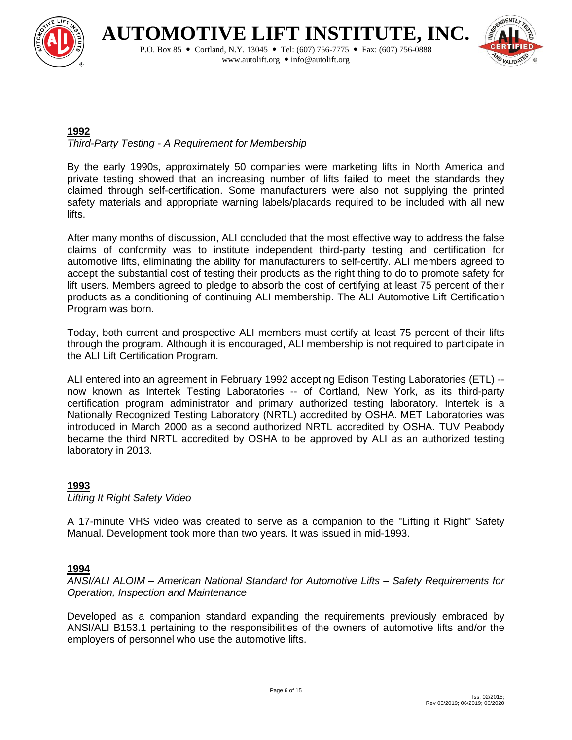**1992**

*Third-Party Testing - A Requirement for Membership*

By the early 1990s, approximately 50 companies were marketing lifts in North America and private testing showed that an increasing number of lifts failed to meet the standards they claimed through self-certification. Some manufacturers were also not supplying the printed safety materials and appropriate warning labels/placards required to be included with all new lifts.

After many months of discussion, ALI concluded that the most effective way to address the false claims of conformity was to institute independent third-party testing and certification for automotive lifts, eliminating the ability for manufacturers to self-certify. ALI members agreed to accept the substantial cost of testing their products as the right thing to do to promote safety for lift users. Members agreed to pledge to absorb the cost of certifying at least 75 percent of their products as a conditioning of continuing ALI membership. The ALI Automotive Lift Certification Program was born.

Today, both current and prospective ALI members must certify at least 75 percent of their lifts through the program. Although it is encouraged, ALI membership is not required to participate in the ALI Lift Certification Program.

ALI entered into an agreement in February 1992 accepting Edison Testing Laboratories (ETL) -- now known as Intertek Testing Laboratories -- of Cortland, New York, as its third-party certification program administrator and primary authorized testing laboratory. Intertek is a Nationally Recognized Testing Laboratory (NRTL) accredited by OSHA. MET Laboratories was introduced in March 2000 as a second authorized NRTL accredited by OSHA. TUV Peabody became the third NRTL accredited by OSHA to be approved by ALI as an authorized testing laboratory in 2013.

**1993**

*Lifting It Right Safety Video*

A 17-minute VHS video was created to serve as a companion to the "Lifting it Right" Safety Manual. Development took more than two years. It was issued in mid-1993.

**1994**

*ANSI/ALI ALOIM – American National Standard for Automotive Lifts – Safety Requirements for Operation, Inspection and Maintenance*

Developed as a companion standard expanding the requirements previously embraced by ANSI/ALI B153.1 pertaining to the responsibilities of the owners of automotive lifts and/or the employers of personnel who use the automotive lifts.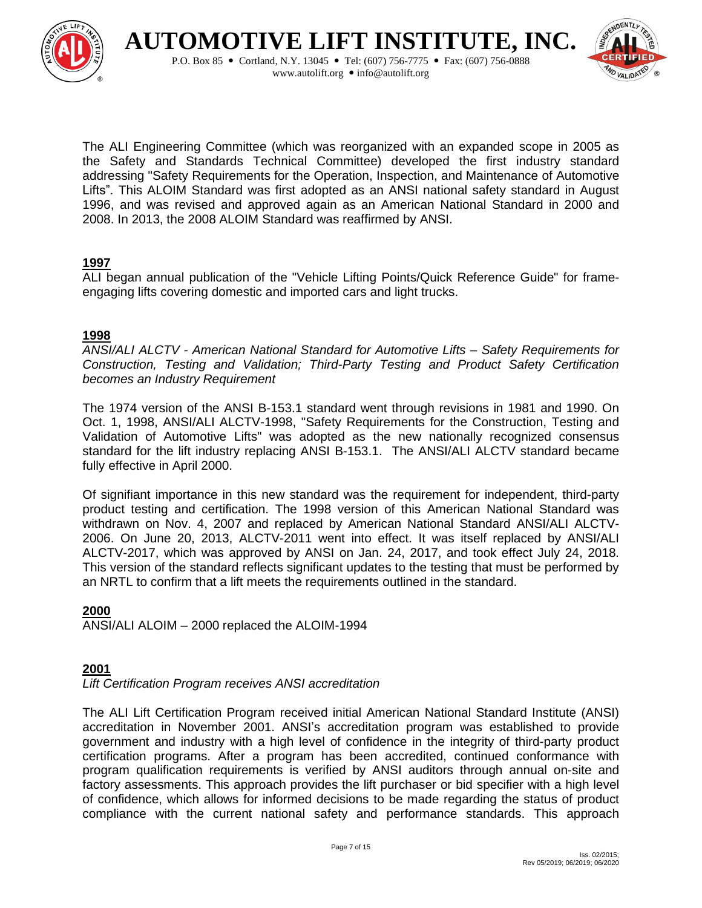The ALI Engineering Committee (which was reorganized with an expanded scope in 2005 as the Safety and Standards Technical Committee) developed the first industry standard addressing "Safety Requirements for the Operation, Inspection, and Maintenance of Automotive Lifts". This ALOIM Standard was first adopted as an ANSI national safety standard in August 1996, and was revised and approved again as an American National Standard in 2000 and 2008. In 2013, the 2008 ALOIM Standard was reaffirmed by ANSI.

**1997**

ALI began annual publication of the "Vehicle Lifting Points/Quick Reference Guide" for frame-engaging lifts covering domestic and imported cars and light trucks.

**1998**

*ANSI/ALI ALCTV - American National Standard for Automotive Lifts – Safety Requirements for Construction, Testing and Validation; Third-Party Testing and Product Safety Certification becomes an Industry Requirement*

The 1974 version of the ANSI B-153.1 standard went through revisions in 1981 and 1990. On Oct. 1, 1998, ANSI/ALI ALCTV-1998, "Safety Requirements for the Construction, Testing and Validation of Automotive Lifts" was adopted as the new nationally recognized consensus standard for the lift industry replacing ANSI B-153.1. The ANSI/ALI ALCTV standard became fully effective in April 2000.

Of signifiant importance in this new standard was the requirement for independent, third-party product testing and certification. The 1998 version of this American National Standard was withdrawn on Nov. 4, 2007 and replaced by American National Standard ANSI/ALI ALCTV-2006. On June 20, 2013, ALCTV-2011 went into effect. It was itself replaced by ANSI/ALI ALCTV-2017, which was approved by ANSI on Jan. 24, 2017, and took effect July 24, 2018. This version of the standard reflects significant updates to the testing that must be performed by an NRTL to confirm that a lift meets the requirements outlined in the standard.

**2000**

ANSI/ALI ALOIM – 2000 replaced the ALOIM-1994

**2001**

*Lift Certification Program receives ANSI accreditation*

The ALI Lift Certification Program received initial American National Standard Institute (ANSI) accreditation in November 2001. ANSI's accreditation program was established to provide government and industry with a high level of confidence in the integrity of third-party product certification programs. After a program has been accredited, continued conformance with program qualification requirements is verified by ANSI auditors through annual on-site and factory assessments. This approach provides the lift purchaser or bid specifier with a high level of confidence, which allows for informed decisions to be made regarding the status of product compliance with the current national safety and performance standards. This approach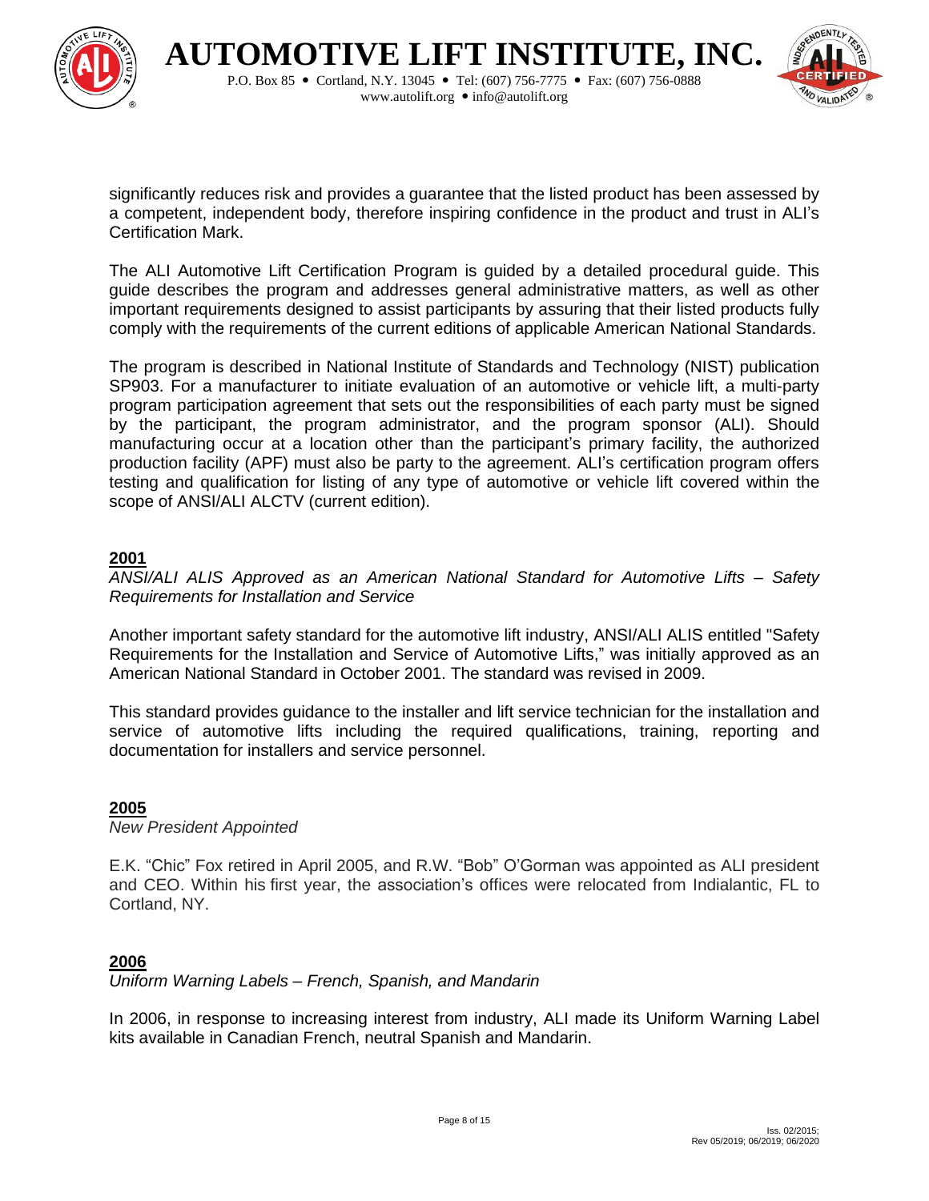significantly reduces risk and provides a guarantee that the listed product has been assessed by a competent, independent body, therefore inspiring confidence in the product and trust in ALI's Certification Mark.

The ALI Automotive Lift Certification Program is guided by a detailed procedural guide. This guide describes the program and addresses general administrative matters, as well as other important requirements designed to assist participants by assuring that their listed products fully comply with the requirements of the current editions of applicable American National Standards.

The program is described in National Institute of Standards and Technology (NIST) publication SP903. For a manufacturer to initiate evaluation of an automotive or vehicle lift, a multi-party program participation agreement that sets out the responsibilities of each party must be signed by the participant, the program administrator, and the program sponsor (ALI). Should manufacturing occur at a location other than the participant's primary facility, the authorized production facility (APF) must also be party to the agreement. ALI's certification program offers testing and qualification for listing of any type of automotive or vehicle lift covered within the scope of ANSI/ALI ALCTV (current edition).

**2001**

*ANSI/ALI ALIS Approved as an American National Standard for Automotive Lifts – Safety Requirements for Installation and Service*

Another important safety standard for the automotive lift industry, ANSI/ALI ALIS entitled "Safety Requirements for the Installation and Service of Automotive Lifts," was initially approved as an American National Standard in October 2001. The standard was revised in 2009.

This standard provides guidance to the installer and lift service technician for the installation and service of automotive lifts including the required qualifications, training, reporting and documentation for installers and service personnel.

**2005**

*New President Appointed*

E.K. "Chic" Fox retired in April 2005, and R.W. "Bob" O'Gorman was appointed as ALI president and CEO. Within his first year, the association's offices were relocated from Indialantic, FL to Cortland, NY.

**2006**

*Uniform Warning Labels – French, Spanish, and Mandarin*

In 2006, in response to increasing interest from industry, ALI made its Uniform Warning Label kits available in Canadian French, neutral Spanish and Mandarin.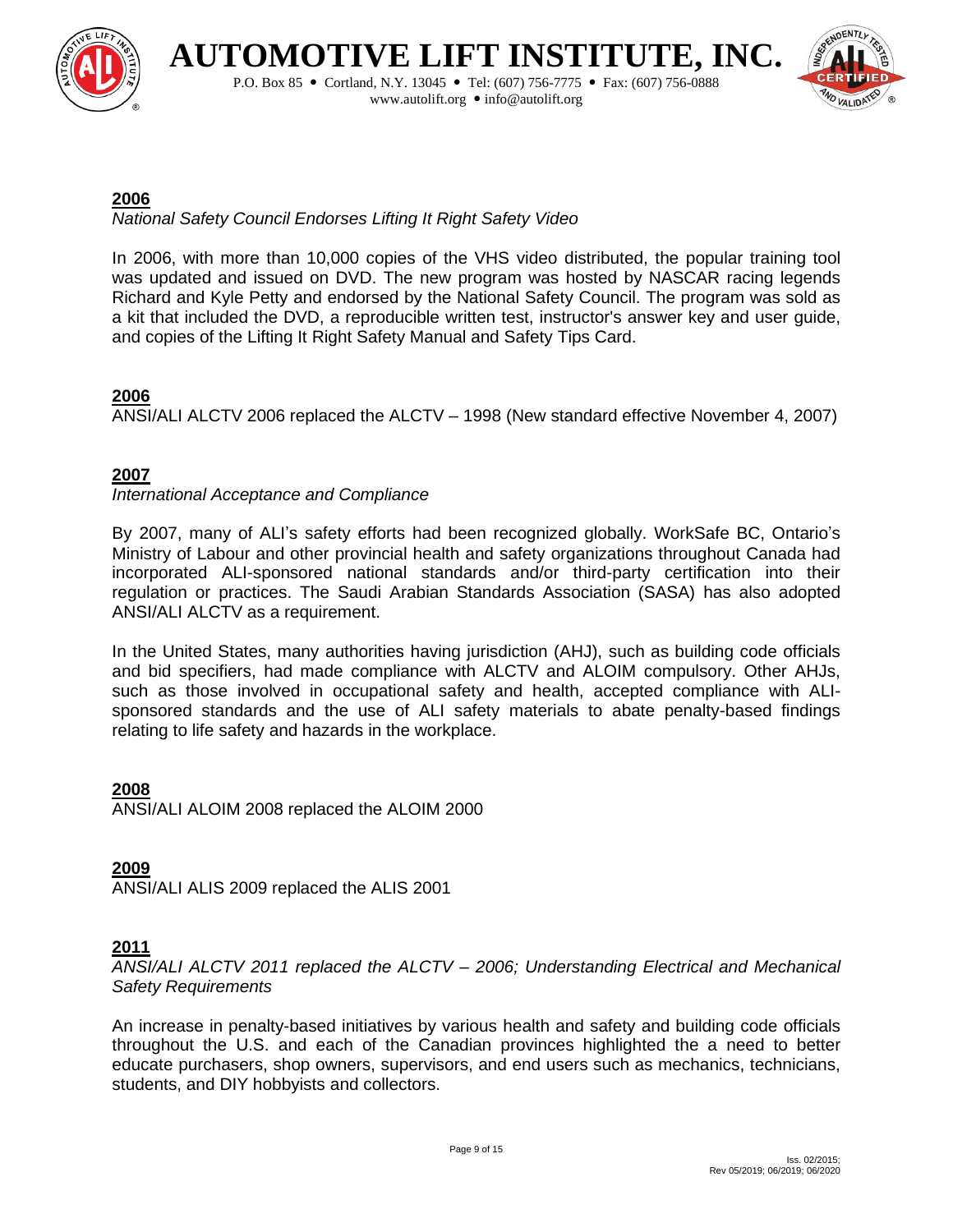**2006**

*National Safety Council Endorses Lifting It Right Safety Video*

In 2006, with more than 10,000 copies of the VHS video distributed, the popular training tool was updated and issued on DVD. The new program was hosted by NASCAR racing legends Richard and Kyle Petty and endorsed by the National Safety Council. The program was sold as a kit that included the DVD, a reproducible written test, instructor's answer key and user guide, and copies of the Lifting It Right Safety Manual and Safety Tips Card.

**2006**

ANSI/ALI ALCTV 2006 replaced the ALCTV – 1998 (New standard effective November 4, 2007)

**2007**

*International Acceptance and Compliance*

By 2007, many of ALI's safety efforts had been recognized globally. WorkSafe BC, Ontario's Ministry of Labour and other provincial health and safety organizations throughout Canada had incorporated ALI-sponsored national standards and/or third-party certification into their regulation or practices. The Saudi Arabian Standards Association (SASA) has also adopted ANSI/ALI ALCTV as a requirement.

In the United States, many authorities having jurisdiction (AHJ), such as building code officials and bid specifiers, had made compliance with ALCTV and ALOIM compulsory. Other AHJs, such as those involved in occupational safety and health, accepted compliance with ALI-sponsored standards and the use of ALI safety materials to abate penalty-based findings relating to life safety and hazards in the workplace.

**2008**

ANSI/ALI ALOIM 2008 replaced the ALOIM 2000

**2009**

ANSI/ALI ALIS 2009 replaced the ALIS 2001

**2011**

*ANSI/ALI ALCTV 2011 replaced the ALCTV – 2006; Understanding Electrical and Mechanical Safety Requirements*

An increase in penalty-based initiatives by various health and safety and building code officials throughout the U.S. and each of the Canadian provinces highlighted the a need to better educate purchasers, shop owners, supervisors, and end users such as mechanics, technicians, students, and DIY hobbyists and collectors.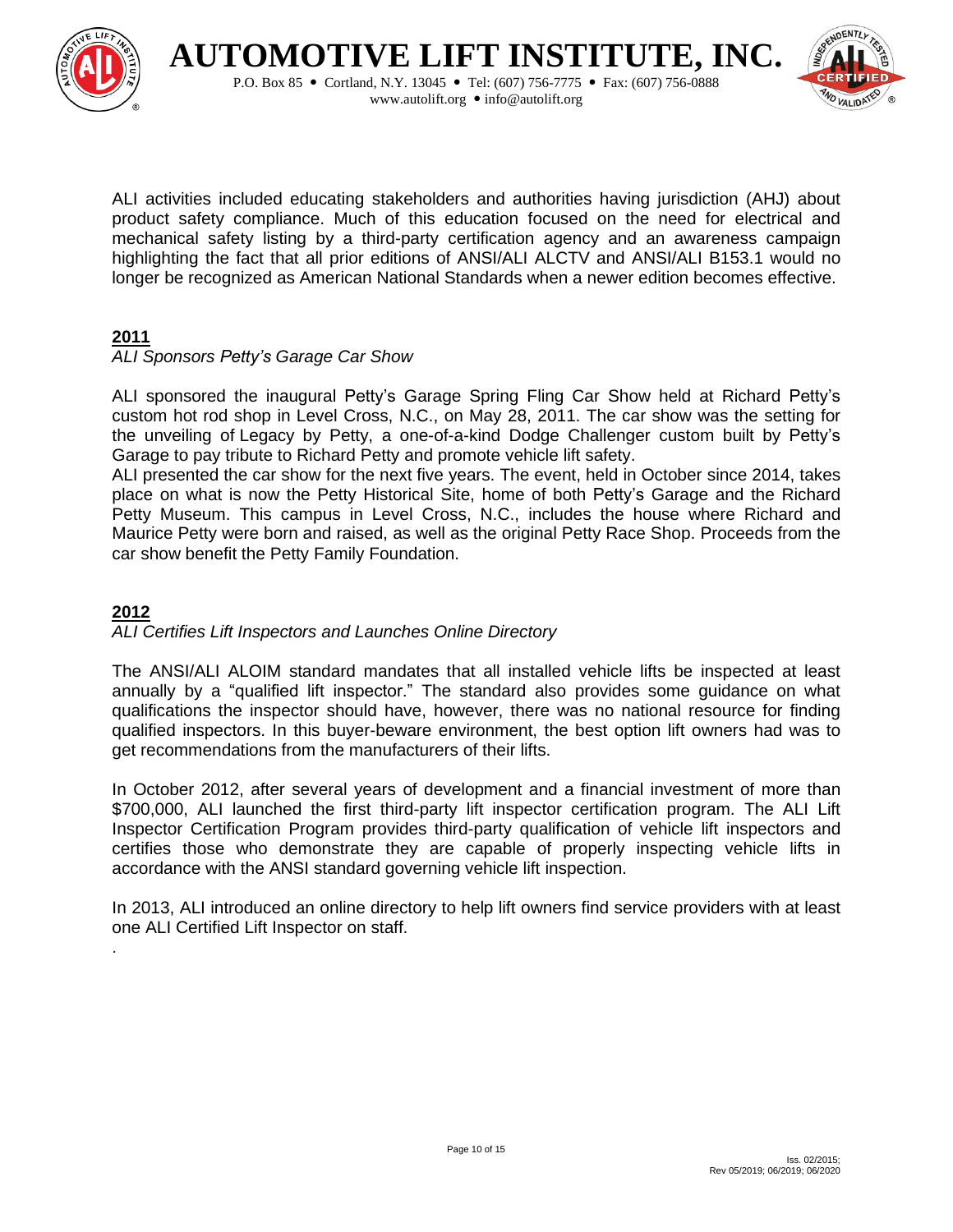ALI activities included educating stakeholders and authorities having jurisdiction (AHJ) about product safety compliance. Much of this education focused on the need for electrical and mechanical safety listing by a third-party certification agency and an awareness campaign highlighting the fact that all prior editions of ANSI/ALI ALCTV and ANSI/ALI B153.1 would no longer be recognized as American National Standards when a newer edition becomes effective.

## 2011

*ALI Sponsors Petty's Garage Car Show*

ALI sponsored the inaugural Petty's Garage Spring Fling Car Show held at Richard Petty's custom hot rod shop in Level Cross, N.C., on May 28, 2011. The car show was the setting for the unveiling of Legacy by Petty, a one-of-a-kind Dodge Challenger custom built by Petty's Garage to pay tribute to Richard Petty and promote vehicle lift safety.

ALI presented the car show for the next five years. The event, held in October since 2014, takes place on what is now the Petty Historical Site, home of both Petty's Garage and the Richard Petty Museum. This campus in Level Cross, N.C., includes the house where Richard and Maurice Petty were born and raised, as well as the original Petty Race Shop. Proceeds from the car show benefit the Petty Family Foundation.

## 2012

*ALI Certifies Lift Inspectors and Launches Online Directory*

The ANSI/ALI ALOIM standard mandates that all installed vehicle lifts be inspected at least annually by a "qualified lift inspector." The standard also provides some guidance on what qualifications the inspector should have, however, there was no national resource for finding qualified inspectors. In this buyer-beware environment, the best option lift owners had was to get recommendations from the manufacturers of their lifts.

In October 2012, after several years of development and a financial investment of more than $700,000, ALI launched the first third-party lift inspector certification program. The ALI Lift Inspector Certification Program provides third-party qualification of vehicle lift inspectors and certifies those who demonstrate they are capable of properly inspecting vehicle lifts in accordance with the ANSI standard governing vehicle lift inspection.

In 2013, ALI introduced an online directory to help lift owners find service providers with at least one ALI Certified Lift Inspector on staff.

.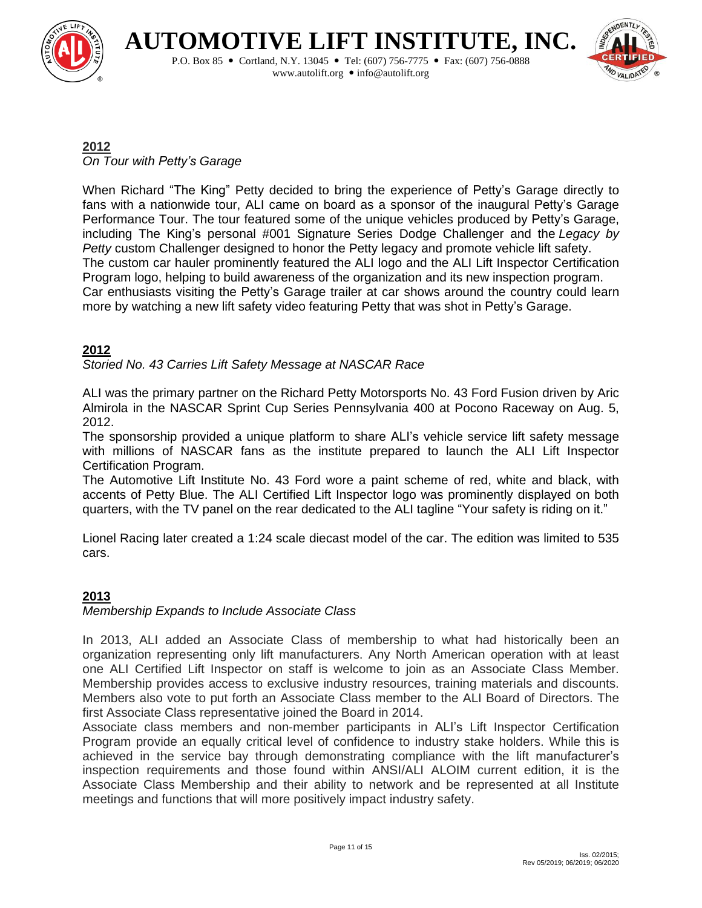**2012**

*On Tour with Petty's Garage*

When Richard "The King" Petty decided to bring the experience of Petty's Garage directly to fans with a nationwide tour, ALI came on board as a sponsor of the inaugural Petty's Garage Performance Tour. The tour featured some of the unique vehicles produced by Petty's Garage, including The King's personal #001 Signature Series Dodge Challenger and the *Legacy by Petty* custom Challenger designed to honor the Petty legacy and promote vehicle lift safety.
The custom car hauler prominently featured the ALI logo and the ALI Lift Inspector Certification Program logo, helping to build awareness of the organization and its new inspection program.
Car enthusiasts visiting the Petty's Garage trailer at car shows around the country could learn more by watching a new lift safety video featuring Petty that was shot in Petty's Garage.

**2012**

*Storied No. 43 Carries Lift Safety Message at NASCAR Race*

ALI was the primary partner on the Richard Petty Motorsports No. 43 Ford Fusion driven by Aric Almirola in the NASCAR Sprint Cup Series Pennsylvania 400 at Pocono Raceway on Aug. 5, 2012.
The sponsorship provided a unique platform to share ALI's vehicle service lift safety message with millions of NASCAR fans as the institute prepared to launch the ALI Lift Inspector Certification Program.
The Automotive Lift Institute No. 43 Ford wore a paint scheme of red, white and black, with accents of Petty Blue. The ALI Certified Lift Inspector logo was prominently displayed on both quarters, with the TV panel on the rear dedicated to the ALI tagline "Your safety is riding on it."

Lionel Racing later created a 1:24 scale diecast model of the car. The edition was limited to 535 cars.

**2013**

*Membership Expands to Include Associate Class*

In 2013, ALI added an Associate Class of membership to what had historically been an organization representing only lift manufacturers. Any North American operation with at least one ALI Certified Lift Inspector on staff is welcome to join as an Associate Class Member. Membership provides access to exclusive industry resources, training materials and discounts. Members also vote to put forth an Associate Class member to the ALI Board of Directors. The first Associate Class representative joined the Board in 2014.
Associate class members and non-member participants in ALI's Lift Inspector Certification Program provide an equally critical level of confidence to industry stake holders. While this is achieved in the service bay through demonstrating compliance with the lift manufacturer's inspection requirements and those found within ANSI/ALI ALOIM current edition, it is the Associate Class Membership and their ability to network and be represented at all Institute meetings and functions that will more positively impact industry safety.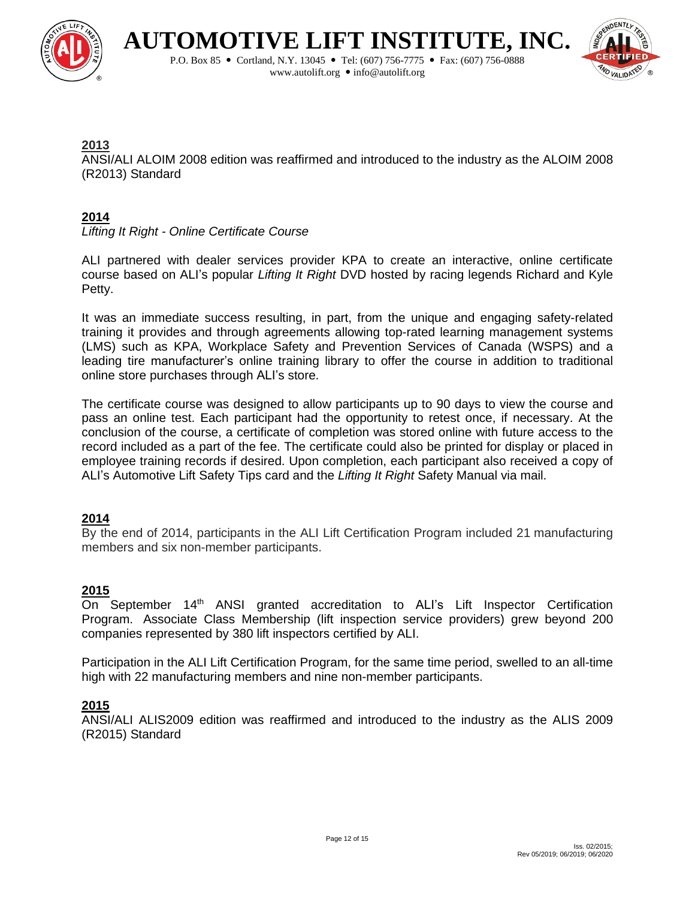**2013**
ANSI/ALI ALOIM 2008 edition was reaffirmed and introduced to the industry as the ALOIM 2008 (R2013) Standard

**2014**
*Lifting It Right - Online Certificate Course*

ALI partnered with dealer services provider KPA to create an interactive, online certificate course based on ALI's popular *Lifting It Right* DVD hosted by racing legends Richard and Kyle Petty.

It was an immediate success resulting, in part, from the unique and engaging safety-related training it provides and through agreements allowing top-rated learning management systems (LMS) such as KPA, Workplace Safety and Prevention Services of Canada (WSPS) and a leading tire manufacturer's online training library to offer the course in addition to traditional online store purchases through ALI's store.

The certificate course was designed to allow participants up to 90 days to view the course and pass an online test. Each participant had the opportunity to retest once, if necessary. At the conclusion of the course, a certificate of completion was stored online with future access to the record included as a part of the fee. The certificate could also be printed for display or placed in employee training records if desired. Upon completion, each participant also received a copy of ALI's Automotive Lift Safety Tips card and the *Lifting It Right* Safety Manual via mail.

**2014**
By the end of 2014, participants in the ALI Lift Certification Program included 21 manufacturing members and six non-member participants.

**2015**
On September 14th ANSI granted accreditation to ALI's Lift Inspector Certification Program. Associate Class Membership (lift inspection service providers) grew beyond 200 companies represented by 380 lift inspectors certified by ALI.

Participation in the ALI Lift Certification Program, for the same time period, swelled to an all-time high with 22 manufacturing members and nine non-member participants.

**2015**
ANSI/ALI ALIS2009 edition was reaffirmed and introduced to the industry as the ALIS 2009 (R2015) Standard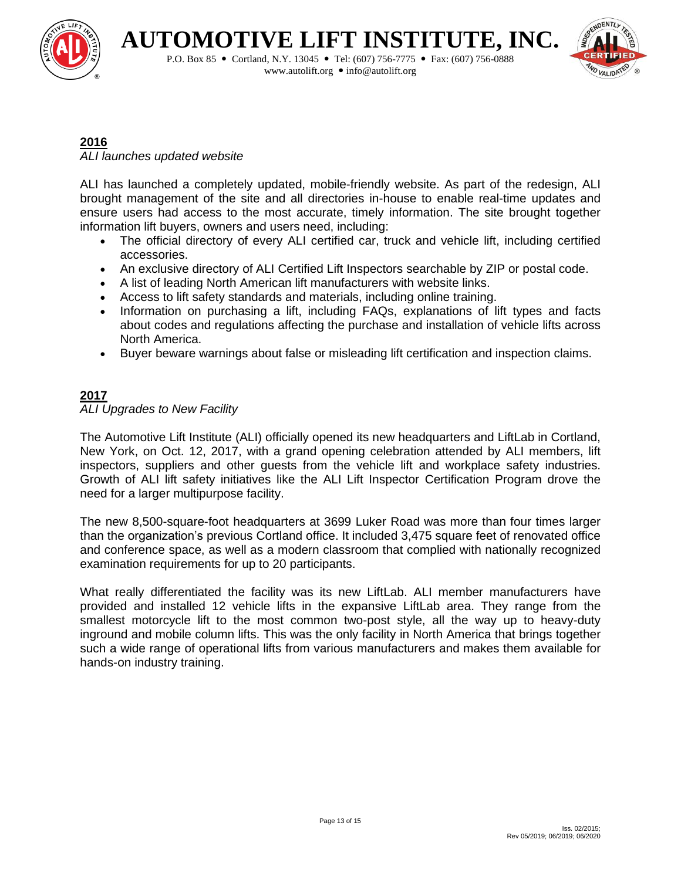## 2016

*ALI launches updated website*

ALI has launched a completely updated, mobile-friendly website. As part of the redesign, ALI brought management of the site and all directories in-house to enable real-time updates and ensure users had access to the most accurate, timely information. The site brought together information lift buyers, owners and users need, including:

- The official directory of every ALI certified car, truck and vehicle lift, including certified accessories.
- An exclusive directory of ALI Certified Lift Inspectors searchable by ZIP or postal code.
- A list of leading North American lift manufacturers with website links.
- Access to lift safety standards and materials, including online training.
- Information on purchasing a lift, including FAQs, explanations of lift types and facts about codes and regulations affecting the purchase and installation of vehicle lifts across North America.
- Buyer beware warnings about false or misleading lift certification and inspection claims.

## 2017

*ALI Upgrades to New Facility*

The Automotive Lift Institute (ALI) officially opened its new headquarters and LiftLab in Cortland, New York, on Oct. 12, 2017, with a grand opening celebration attended by ALI members, lift inspectors, suppliers and other guests from the vehicle lift and workplace safety industries. Growth of ALI lift safety initiatives like the ALI Lift Inspector Certification Program drove the need for a larger multipurpose facility.

The new 8,500-square-foot headquarters at 3699 Luker Road was more than four times larger than the organization's previous Cortland office. It included 3,475 square feet of renovated office and conference space, as well as a modern classroom that complied with nationally recognized examination requirements for up to 20 participants.

What really differentiated the facility was its new LiftLab. ALI member manufacturers have provided and installed 12 vehicle lifts in the expansive LiftLab area. They range from the smallest motorcycle lift to the most common two-post style, all the way up to heavy-duty inground and mobile column lifts. This was the only facility in North America that brings together such a wide range of operational lifts from various manufacturers and makes them available for hands-on industry training.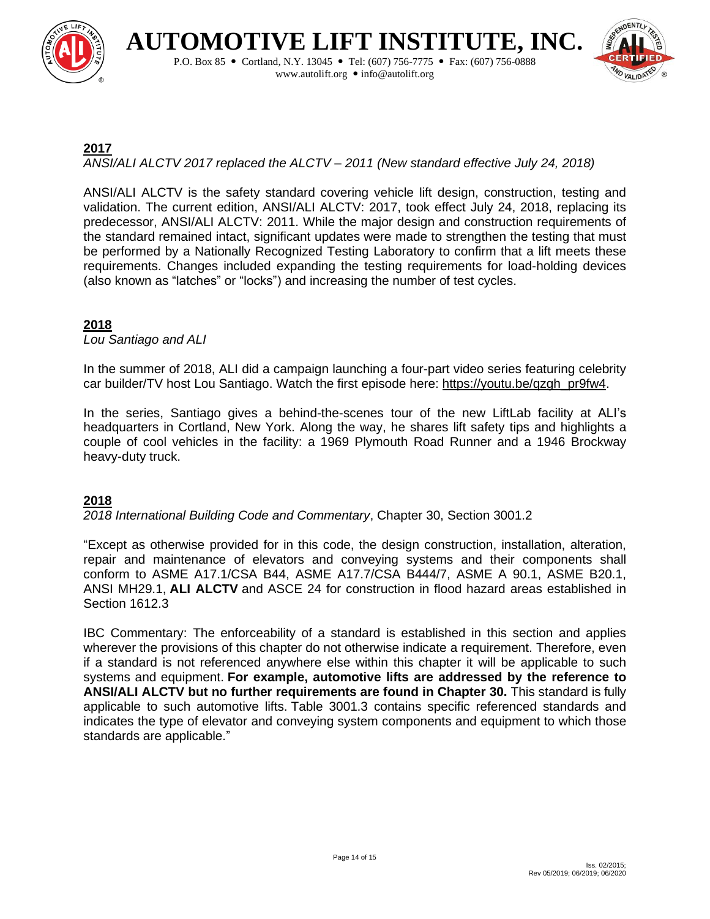**2017**

*ANSI/ALI ALCTV 2017 replaced the ALCTV – 2011 (New standard effective July 24, 2018)*

ANSI/ALI ALCTV is the safety standard covering vehicle lift design, construction, testing and validation. The current edition, ANSI/ALI ALCTV: 2017, took effect July 24, 2018, replacing its predecessor, ANSI/ALI ALCTV: 2011. While the major design and construction requirements of the standard remained intact, significant updates were made to strengthen the testing that must be performed by a Nationally Recognized Testing Laboratory to confirm that a lift meets these requirements. Changes included expanding the testing requirements for load-holding devices (also known as "latches" or "locks") and increasing the number of test cycles.

**2018**

*Lou Santiago and ALI*

In the summer of 2018, ALI did a campaign launching a four-part video series featuring celebrity car builder/TV host Lou Santiago. Watch the first episode here: https://youtu.be/qzgh_pr9fw4.

In the series, Santiago gives a behind-the-scenes tour of the new LiftLab facility at ALI's headquarters in Cortland, New York. Along the way, he shares lift safety tips and highlights a couple of cool vehicles in the facility: a 1969 Plymouth Road Runner and a 1946 Brockway heavy-duty truck.

**2018**

*2018 International Building Code and Commentary*, Chapter 30, Section 3001.2

"Except as otherwise provided for in this code, the design construction, installation, alteration, repair and maintenance of elevators and conveying systems and their components shall conform to ASME A17.1/CSA B44, ASME A17.7/CSA B444/7, ASME A 90.1, ASME B20.1, ANSI MH29.1, **ALI ALCTV** and ASCE 24 for construction in flood hazard areas established in Section 1612.3

IBC Commentary: The enforceability of a standard is established in this section and applies wherever the provisions of this chapter do not otherwise indicate a requirement. Therefore, even if a standard is not referenced anywhere else within this chapter it will be applicable to such systems and equipment. **For example, automotive lifts are addressed by the reference to ANSI/ALI ALCTV but no further requirements are found in Chapter 30.** This standard is fully applicable to such automotive lifts. Table 3001.3 contains specific referenced standards and indicates the type of elevator and conveying system components and equipment to which those standards are applicable."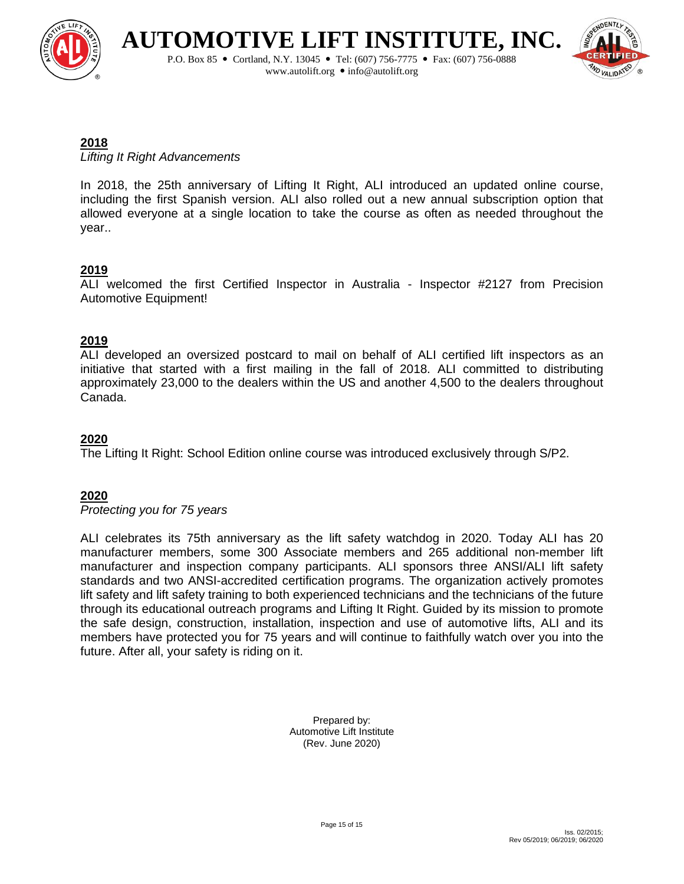**2018**

*Lifting It Right Advancements*

In 2018, the 25th anniversary of Lifting It Right, ALI introduced an updated online course, including the first Spanish version. ALI also rolled out a new annual subscription option that allowed everyone at a single location to take the course as often as needed throughout the year..

**2019**

ALI welcomed the first Certified Inspector in Australia - Inspector #2127 from Precision Automotive Equipment!

**2019**

ALI developed an oversized postcard to mail on behalf of ALI certified lift inspectors as an initiative that started with a first mailing in the fall of 2018. ALI committed to distributing approximately 23,000 to the dealers within the US and another 4,500 to the dealers throughout Canada.

**2020**

The Lifting It Right: School Edition online course was introduced exclusively through S/P2.

**2020**

*Protecting you for 75 years*

ALI celebrates its 75th anniversary as the lift safety watchdog in 2020. Today ALI has 20 manufacturer members, some 300 Associate members and 265 additional non-member lift manufacturer and inspection company participants. ALI sponsors three ANSI/ALI lift safety standards and two ANSI-accredited certification programs. The organization actively promotes lift safety and lift safety training to both experienced technicians and the technicians of the future through its educational outreach programs and Lifting It Right. Guided by its mission to promote the safe design, construction, installation, inspection and use of automotive lifts, ALI and its members have protected you for 75 years and will continue to faithfully watch over you into the future. After all, your safety is riding on it.

Prepared by:
Automotive Lift Institute
(Rev. June 2020)

Iss. 02/2015;
Rev 05/2019; 06/2019; 06/2020